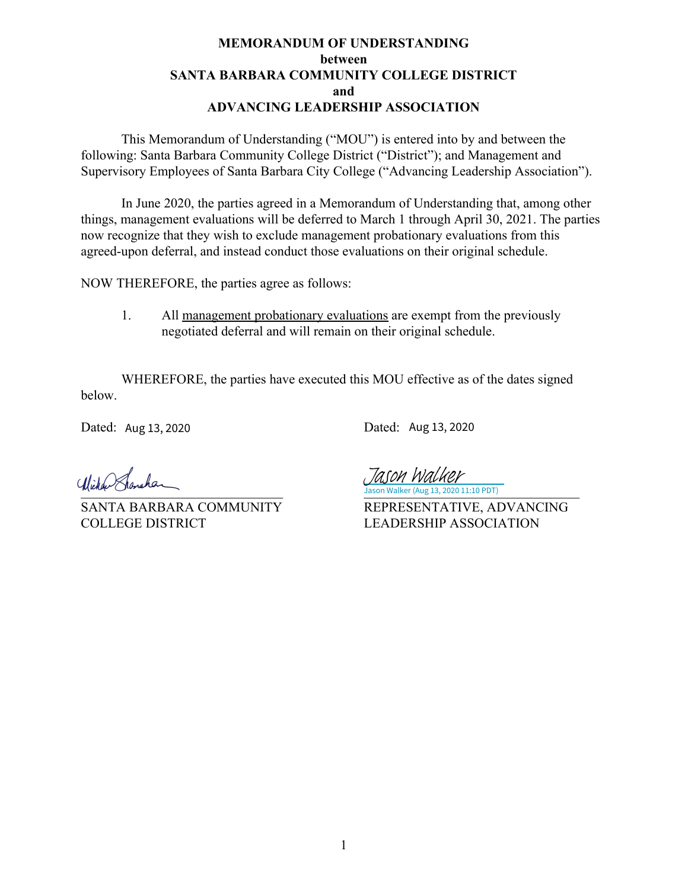# MEMORANDUM OF UNDERSTANDING
## between
## SANTA BARBARA COMMUNITY COLLEGE DISTRICT
## and
## ADVANCING LEADERSHIP ASSOCIATION

This Memorandum of Understanding ("MOU") is entered into by and between the following: Santa Barbara Community College District ("District"); and Management and Supervisory Employees of Santa Barbara City College ("Advancing Leadership Association").

In June 2020, the parties agreed in a Memorandum of Understanding that, among other things, management evaluations will be deferred to March 1 through April 30, 2021. The parties now recognize that they wish to exclude management probationary evaluations from this agreed-upon deferral, and instead conduct those evaluations on their original schedule.

NOW THEREFORE, the parties agree as follows:

1. All <u>management probationary evaluations</u> are exempt from the previously negotiated deferral and will remain on their original schedule.

WHEREFORE, the parties have executed this MOU effective as of the dates signed below.

| | |
|---|---|
| Dated: Aug 13, 2020 | Dated: Aug 13, 2020 |
| [signature] | Jason Walker<br>Jason Walker (Aug 13, 2020 11:10 PDT) |
| SANTA BARBARA COMMUNITY COLLEGE DISTRICT | REPRESENTATIVE, ADVANCING LEADERSHIP ASSOCIATION |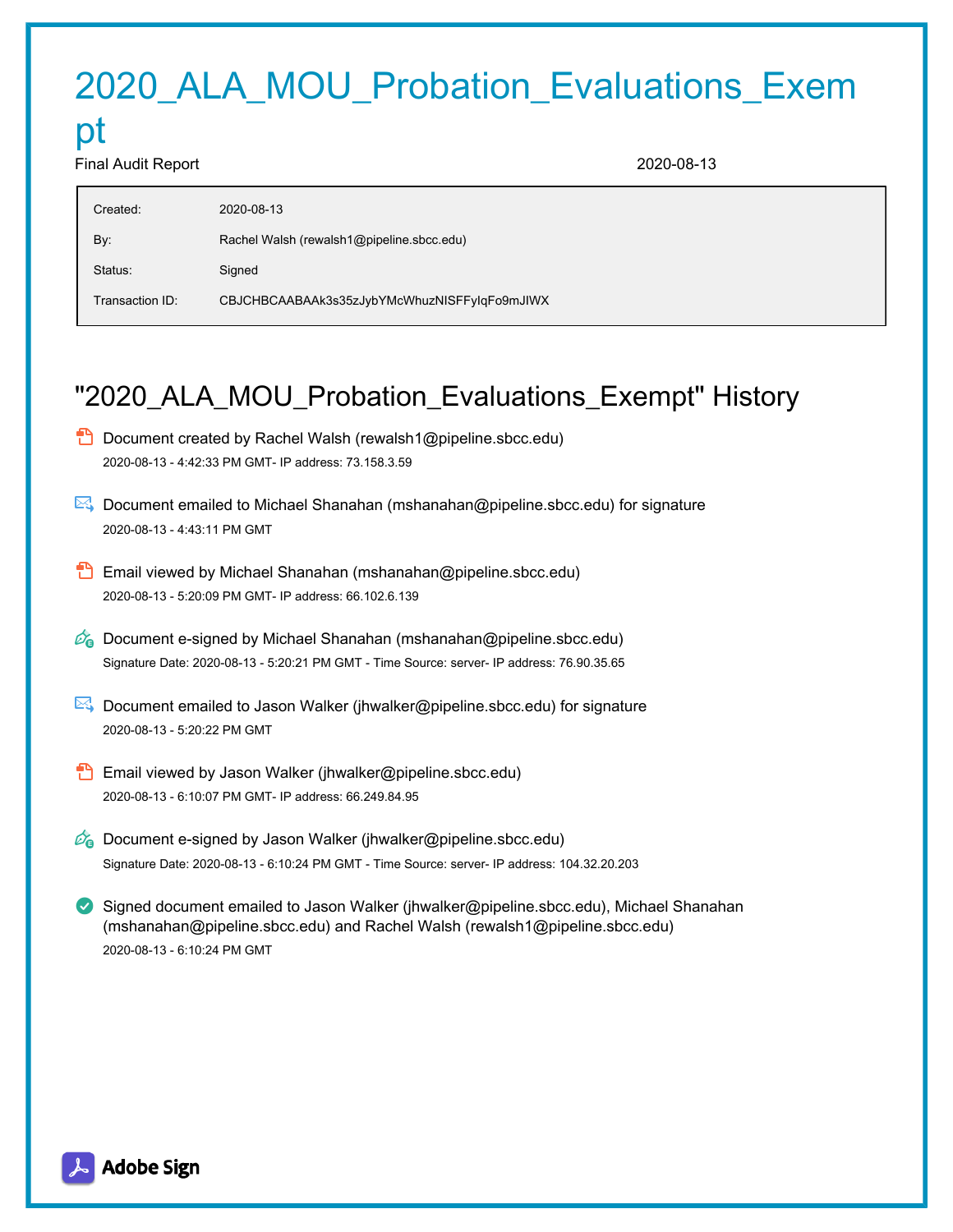# 2020_ALA_MOU_Probation_Evaluations_Exempt

Final Audit Report 2020-08-13

| | |
|---|---|
| Created: | 2020-08-13 |
| By: | Rachel Walsh (rewalsh1@pipeline.sbcc.edu) |
| Status: | Signed |
| Transaction ID: | CBJCHBCAABAAk3s35zJybYMcWhuzNISFFylqFo9mJIWX |

## "2020_ALA_MOU_Probation_Evaluations_Exempt" History

- Document created by Rachel Walsh (rewalsh1@pipeline.sbcc.edu)
  2020-08-13 - 4:42:33 PM GMT- IP address: 73.158.3.59

- Document emailed to Michael Shanahan (mshanahan@pipeline.sbcc.edu) for signature
  2020-08-13 - 4:43:11 PM GMT

- Email viewed by Michael Shanahan (mshanahan@pipeline.sbcc.edu)
  2020-08-13 - 5:20:09 PM GMT- IP address: 66.102.6.139

- Document e-signed by Michael Shanahan (mshanahan@pipeline.sbcc.edu)
  Signature Date: 2020-08-13 - 5:20:21 PM GMT - Time Source: server- IP address: 76.90.35.65

- Document emailed to Jason Walker (jhwalker@pipeline.sbcc.edu) for signature
  2020-08-13 - 5:20:22 PM GMT

- Email viewed by Jason Walker (jhwalker@pipeline.sbcc.edu)
  2020-08-13 - 6:10:07 PM GMT- IP address: 66.249.84.95

- Document e-signed by Jason Walker (jhwalker@pipeline.sbcc.edu)
  Signature Date: 2020-08-13 - 6:10:24 PM GMT - Time Source: server- IP address: 104.32.20.203

- Signed document emailed to Jason Walker (jhwalker@pipeline.sbcc.edu), Michael Shanahan (mshanahan@pipeline.sbcc.edu) and Rachel Walsh (rewalsh1@pipeline.sbcc.edu)
  2020-08-13 - 6:10:24 PM GMT

Adobe Sign